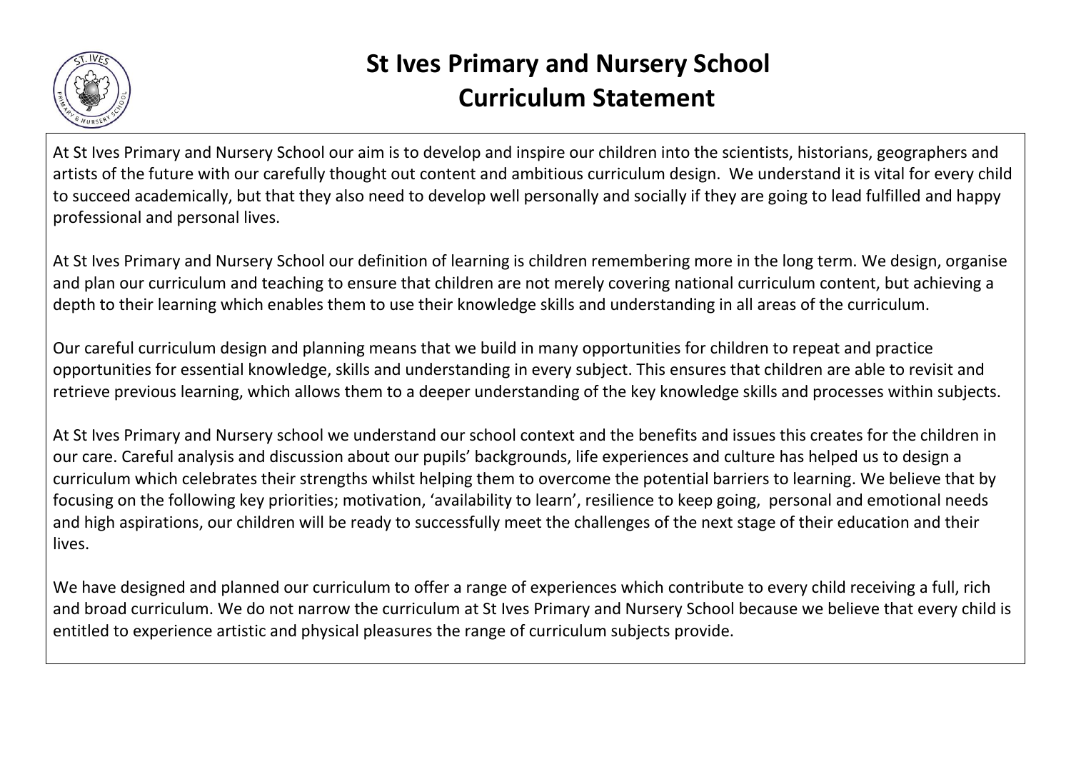# St Ives Primary and Nursery School
# Curriculum Statement

At St Ives Primary and Nursery School our aim is to develop and inspire our children into the scientists, historians, geographers and artists of the future with our carefully thought out content and ambitious curriculum design. We understand it is vital for every child to succeed academically, but that they also need to develop well personally and socially if they are going to lead fulfilled and happy professional and personal lives.

At St Ives Primary and Nursery School our definition of learning is children remembering more in the long term. We design, organise and plan our curriculum and teaching to ensure that children are not merely covering national curriculum content, but achieving a depth to their learning which enables them to use their knowledge skills and understanding in all areas of the curriculum.

Our careful curriculum design and planning means that we build in many opportunities for children to repeat and practice opportunities for essential knowledge, skills and understanding in every subject. This ensures that children are able to revisit and retrieve previous learning, which allows them to a deeper understanding of the key knowledge skills and processes within subjects.

At St Ives Primary and Nursery school we understand our school context and the benefits and issues this creates for the children in our care. Careful analysis and discussion about our pupils' backgrounds, life experiences and culture has helped us to design a curriculum which celebrates their strengths whilst helping them to overcome the potential barriers to learning. We believe that by focusing on the following key priorities; motivation, 'availability to learn', resilience to keep going, personal and emotional needs and high aspirations, our children will be ready to successfully meet the challenges of the next stage of their education and their lives.

We have designed and planned our curriculum to offer a range of experiences which contribute to every child receiving a full, rich and broad curriculum. We do not narrow the curriculum at St Ives Primary and Nursery School because we believe that every child is entitled to experience artistic and physical pleasures the range of curriculum subjects provide.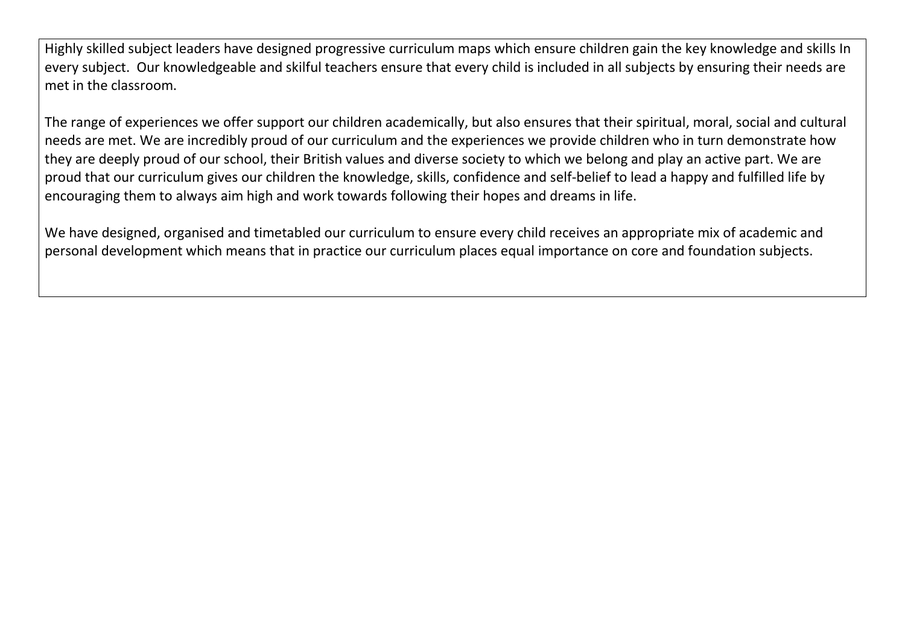Highly skilled subject leaders have designed progressive curriculum maps which ensure children gain the key knowledge and skills In every subject. Our knowledgeable and skilful teachers ensure that every child is included in all subjects by ensuring their needs are met in the classroom.

The range of experiences we offer support our children academically, but also ensures that their spiritual, moral, social and cultural needs are met. We are incredibly proud of our curriculum and the experiences we provide children who in turn demonstrate how they are deeply proud of our school, their British values and diverse society to which we belong and play an active part. We are proud that our curriculum gives our children the knowledge, skills, confidence and self-belief to lead a happy and fulfilled life by encouraging them to always aim high and work towards following their hopes and dreams in life.

We have designed, organised and timetabled our curriculum to ensure every child receives an appropriate mix of academic and personal development which means that in practice our curriculum places equal importance on core and foundation subjects.